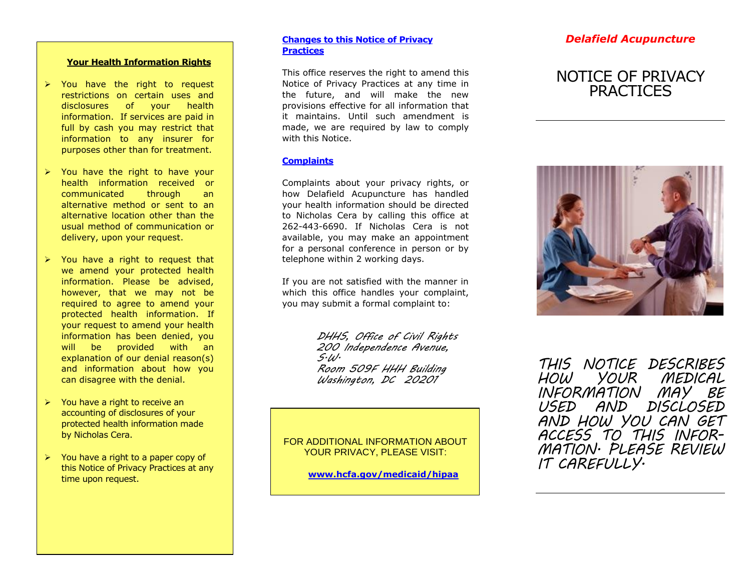### Your Health Information Rights

- You have the right to request restrictions on certain uses and disclosures of your health information. If services are paid in full by cash you may restrict that information to any insurer for purposes other than for treatment.
- You have the right to have your health information received or communicated through an alternative method or sent to an alternative location other than the usual method of communication or delivery, upon your request.
- You have a right to request that we amend your protected health information. Please be advised, however, that we may not be required to agree to amend your protected health information. If your request to amend your health information has been denied, you will be provided with an explanation of our denial reason(s) and information about how you can disagree with the denial.
- You have a right to receive an accounting of disclosures of your protected health information made by Nicholas Cera.
- You have a right to a paper copy of this Notice of Privacy Practices at any time upon request.

### Changes to this Notice of Privacy Practices

This office reserves the right to amend this Notice of Privacy Practices at any time in the future, and will make the new provisions effective for all information that it maintains. Until such amendment is made, we are required by law to comply with this Notice.

### Complaints

Complaints about your privacy rights, or how Delafield Acupuncture has handled your health information should be directed to Nicholas Cera by calling this office at 262-443-6690. If Nicholas Cera is not available, you may make an appointment for a personal conference in person or by telephone within 2 working days.

If you are not satisfied with the manner in which this office handles your complaint, you may submit a formal complaint to:

DHHS, Office of Civil Rights
200 Independence Avenue, S.W.
Room 509F HHH Building
Washington, DC 20201

FOR ADDITIONAL INFORMATION ABOUT YOUR PRIVACY, PLEASE VISIT:

**www.hcfa.gov/medicaid/hipaa**

***Delafield Acupuncture***

# NOTICE OF PRIVACY PRACTICES

*THIS NOTICE DESCRIBES HOW YOUR MEDICAL INFORMATION MAY BE USED AND DISCLOSED AND HOW YOU CAN GET ACCESS TO THIS INFORMATION. PLEASE REVIEW IT CAREFULLY.*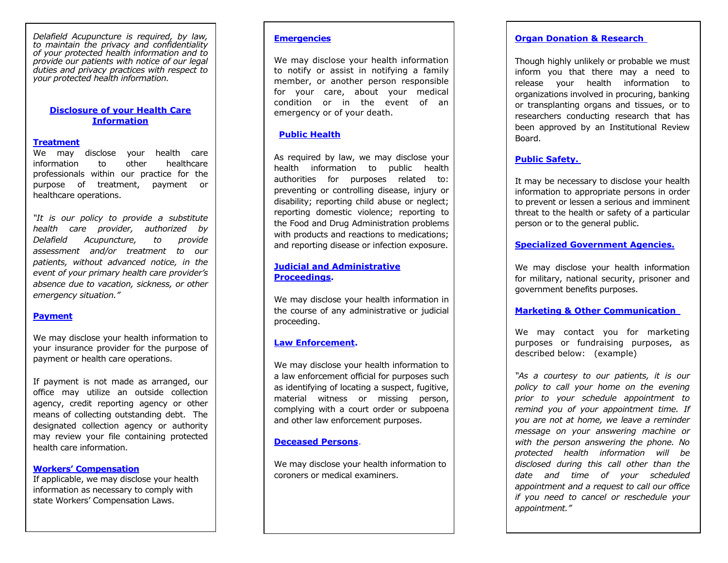*Delafield Acupuncture is required, by law, to maintain the privacy and confidentiality of your protected health information and to provide our patients with notice of our legal duties and privacy practices with respect to your protected health information.*

## Disclosure of your Health Care Information

### Treatment

We may disclose your health care information to other healthcare professionals within our practice for the purpose of treatment, payment or healthcare operations.

*"It is our policy to provide a substitute health care provider, authorized by Delafield Acupuncture, to provide assessment and/or treatment to our patients, without advanced notice, in the event of your primary health care provider's absence due to vacation, sickness, or other emergency situation."*

### Payment

We may disclose your health information to your insurance provider for the purpose of payment or health care operations.

If payment is not made as arranged, our office may utilize an outside collection agency, credit reporting agency or other means of collecting outstanding debt. The designated collection agency or authority may review your file containing protected health care information.

### Workers' Compensation

If applicable, we may disclose your health information as necessary to comply with state Workers' Compensation Laws.

### Emergencies

We may disclose your health information to notify or assist in notifying a family member, or another person responsible for your care, about your medical condition or in the event of an emergency or of your death.

### Public Health

As required by law, we may disclose your health information to public health authorities for purposes related to: preventing or controlling disease, injury or disability; reporting child abuse or neglect; reporting domestic violence; reporting to the Food and Drug Administration problems with products and reactions to medications; and reporting disease or infection exposure.

### Judicial and Administrative Proceedings.

We may disclose your health information in the course of any administrative or judicial proceeding.

### Law Enforcement.

We may disclose your health information to a law enforcement official for purposes such as identifying of locating a suspect, fugitive, material witness or missing person, complying with a court order or subpoena and other law enforcement purposes.

### Deceased Persons.

We may disclose your health information to coroners or medical examiners.

### Organ Donation & Research

Though highly unlikely or probable we must inform you that there may a need to release your health information to organizations involved in procuring, banking or transplanting organs and tissues, or to researchers conducting research that has been approved by an Institutional Review Board.

### Public Safety.

It may be necessary to disclose your health information to appropriate persons in order to prevent or lessen a serious and imminent threat to the health or safety of a particular person or to the general public.

### Specialized Government Agencies.

We may disclose your health information for military, national security, prisoner and government benefits purposes.

### Marketing & Other Communication

We may contact you for marketing purposes or fundraising purposes, as described below: (example)

*"As a courtesy to our patients, it is our policy to call your home on the evening prior to your schedule appointment to remind you of your appointment time. If you are not at home, we leave a reminder message on your answering machine or with the person answering the phone. No protected health information will be disclosed during this call other than the date and time of your scheduled appointment and a request to call our office if you need to cancel or reschedule your appointment."*